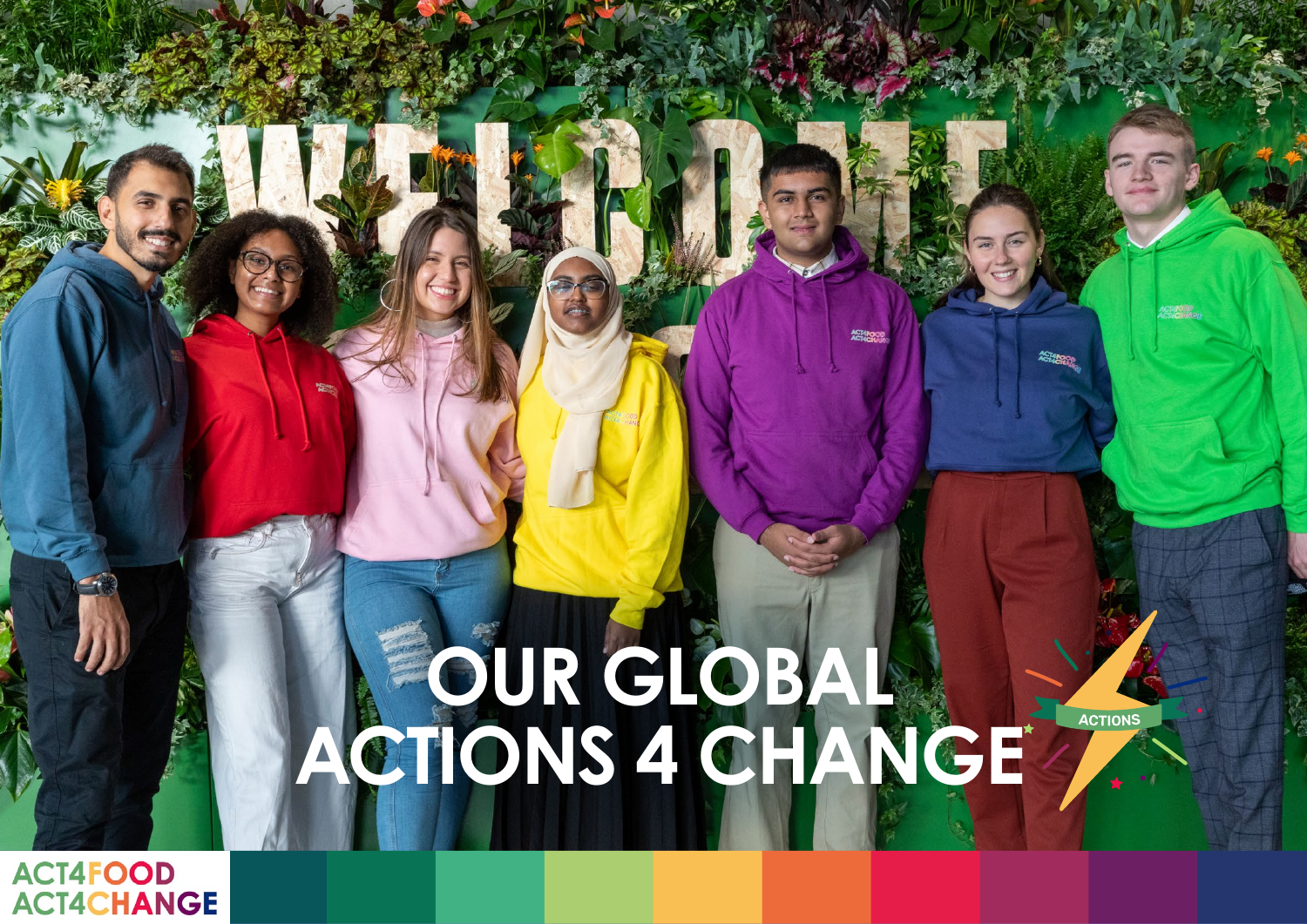# OUR GLOBAL ACTIONS 4 CHANGE

ACTIONS

ACT4FOOD ACT4CHANGE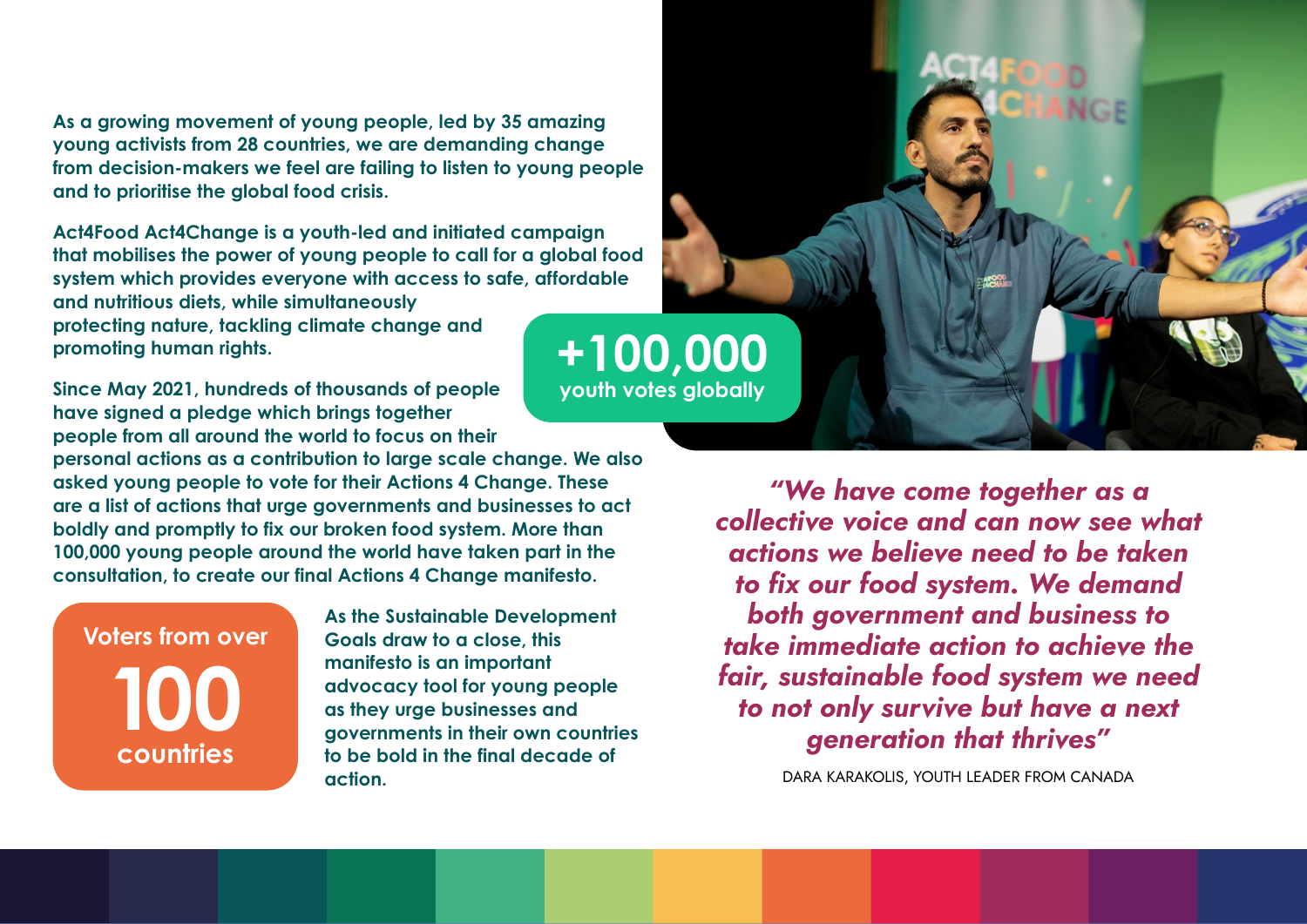**As a growing movement of young people, led by 35 amazing young activists from 28 countries, we are demanding change from decision-makers we feel are failing to listen to young people and to prioritise the global food crisis.**

**Act4Food Act4Change is a youth-led and initiated campaign that mobilises the power of young people to call for a global food system which provides everyone with access to safe, affordable and nutritious diets, while simultaneously protecting nature, tackling climate change and promoting human rights.**

**Since May 2021, hundreds of thousands of people have signed a pledge which brings together people from all around the world to focus on their personal actions as a contribution to large scale change. We also asked young people to vote for their Actions 4 Change. These are a list of actions that urge governments and businesses to act boldly and promptly to fix our broken food system. More than 100,000 young people around the world have taken part in the consultation, to create our final Actions 4 Change manifesto.**

**+100,000**
**youth votes globally**

**Voters from over**
**100**
**countries**

**As the Sustainable Development Goals draw to a close, this manifesto is an important advocacy tool for young people as they urge businesses and governments in their own countries to be bold in the final decade of action.**

***"We have come together as a collective voice and can now see what actions we believe need to be taken to fix our food system. We demand both government and business to take immediate action to achieve the fair, sustainable food system we need to not only survive but have a next generation that thrives"***

DARA KARAKOLIS, YOUTH LEADER FROM CANADA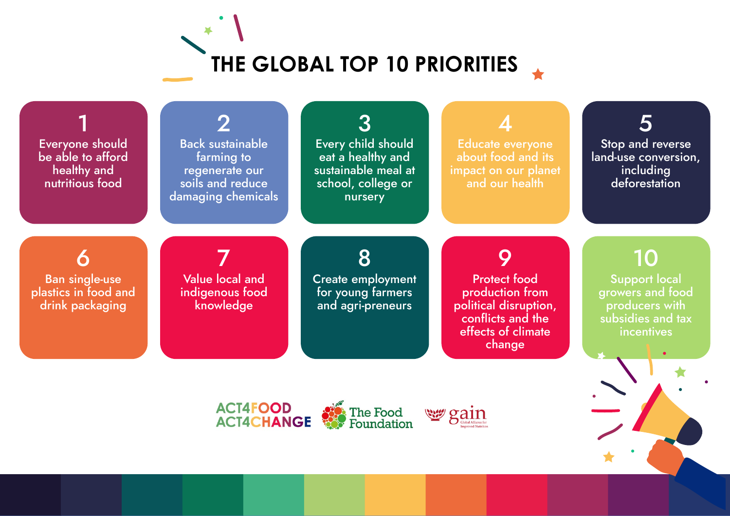# THE GLOBAL TOP 10 PRIORITIES

**1**
Everyone should be able to afford healthy and nutritious food

**2**
Back sustainable farming to regenerate our soils and reduce damaging chemicals

**3**
Every child should eat a healthy and sustainable meal at school, college or nursery

**4**
Educate everyone about food and its impact on our planet and our health

**5**
Stop and reverse land-use conversion, including deforestation

**6**
Ban single-use plastics in food and drink packaging

**7**
Value local and indigenous food knowledge

**8**
Create employment for young farmers and agri-preneurs

**9**
Protect food production from political disruption, conflicts and the effects of climate change

**10**
Support local growers and food producers with subsidies and tax incentives

ACT4FOOD ACT4CHANGE

The Food Foundation

gain Global Alliance for Improved Nutrition